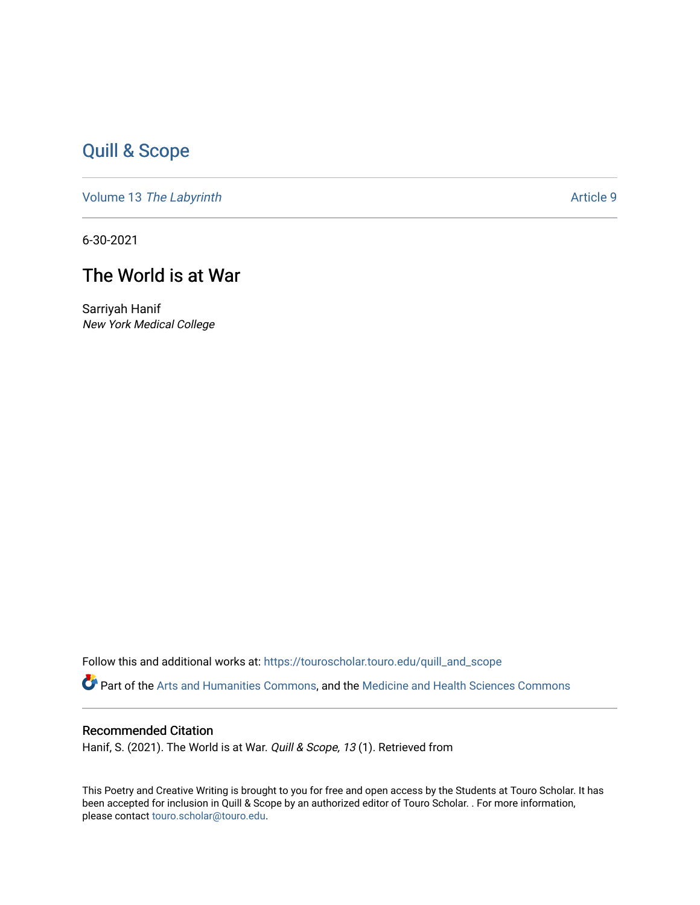Quill & Scope

Volume 13 *The Labyrinth* Article 9

6-30-2021

# The World is at War

Sarriyah Hanif
*New York Medical College*

Follow this and additional works at: https://touroscholar.touro.edu/quill_and_scope

Part of the Arts and Humanities Commons, and the Medicine and Health Sciences Commons

## Recommended Citation

Hanif, S. (2021). The World is at War. *Quill & Scope, 13* (1). Retrieved from

This Poetry and Creative Writing is brought to you for free and open access by the Students at Touro Scholar. It has been accepted for inclusion in Quill & Scope by an authorized editor of Touro Scholar. . For more information, please contact touro.scholar@touro.edu.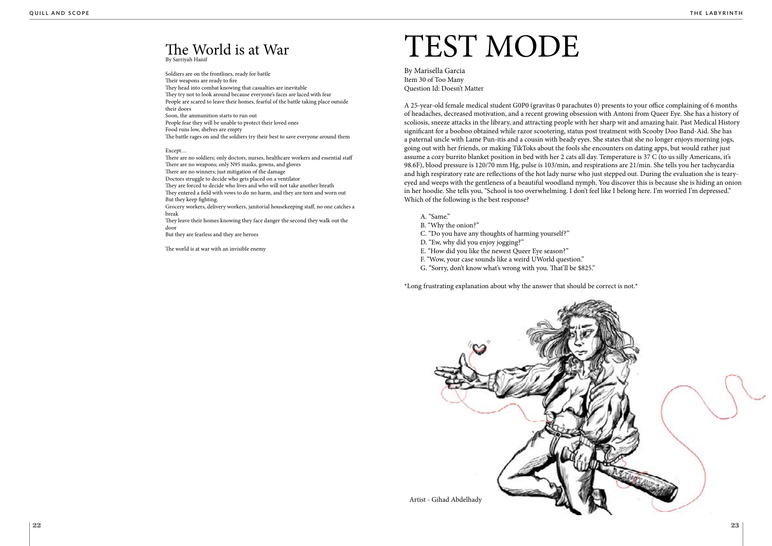# The World is at War

By Sarriyah Hanif

Soldiers are on the frontlines, ready for battle
Their weapons are ready to fire
They head into combat knowing that casualties are inevitable
They try not to look around because everyone's faces are laced with fear
People are scared to leave their homes, fearful of the battle taking place outside their doors
Soon, the ammunition starts to run out
People fear they will be unable to protect their loved ones
Food runs low, shelves are empty
The battle rages on and the soldiers try their best to save everyone around them

Except…
There are no soldiers; only doctors, nurses, healthcare workers and essential staff
There are no weapons; only N95 masks, gowns, and gloves
There are no winners; just mitigation of the damage
Doctors struggle to decide who gets placed on a ventilator
They are forced to decide who lives and who will not take another breath
They entered a field with vows to do no harm, and they are torn and worn out
But they keep fighting.
Grocery workers, delivery workers, janitorial housekeeping staff, no one catches a break
They leave their homes knowing they face danger the second they walk out the door
But they are fearless and they are heroes

The world is at war with an invisible enemy

# TEST MODE

By Marisella Garcia
Item 30 of Too Many
Question Id: Doesn't Matter

A 25-year-old female medical student G0P0 (gravitas 0 parachutes 0) presents to your office complaining of 6 months of headaches, decreased motivation, and a recent growing obsession with Antoni from Queer Eye. She has a history of scoliosis, sneeze attacks in the library, and attracting people with her sharp wit and amazing hair. Past Medical History significant for a booboo obtained while razor scootering, status post treatment with Scooby Doo Band-Aid. She has a paternal uncle with Lame Pun-itis and a cousin with beady eyes. She states that she no longer enjoys morning jogs, going out with her friends, or making TikToks about the fools she encounters on dating apps, but would rather just assume a cozy burrito blanket position in bed with her 2 cats all day. Temperature is 37 C (to us silly Americans, it's 98.6F), blood pressure is 120/70 mm Hg, pulse is 103/min, and respirations are 21/min. She tells you her tachycardia and high respiratory rate are reflections of the hot lady nurse who just stepped out. During the evaluation she is teary-eyed and weeps with the gentleness of a beautiful woodland nymph. You discover this is because she is hiding an onion in her hoodie. She tells you, "School is too overwhelming. I don't feel like I belong here. I'm worried I'm depressed." Which of the following is the best response?

A. "Same."
B. "Why the onion?"
C. "Do you have any thoughts of harming yourself?"
D. "Ew, why did you enjoy jogging?"
E. "How did you like the newest Queer Eye season?"
F. "Wow, your case sounds like a weird UWorld question."
G. "Sorry, don't know what's wrong with you. That'll be $825."

*Long frustrating explanation about why the answer that should be correct is not.*

Artist - Gihad Abdelhady